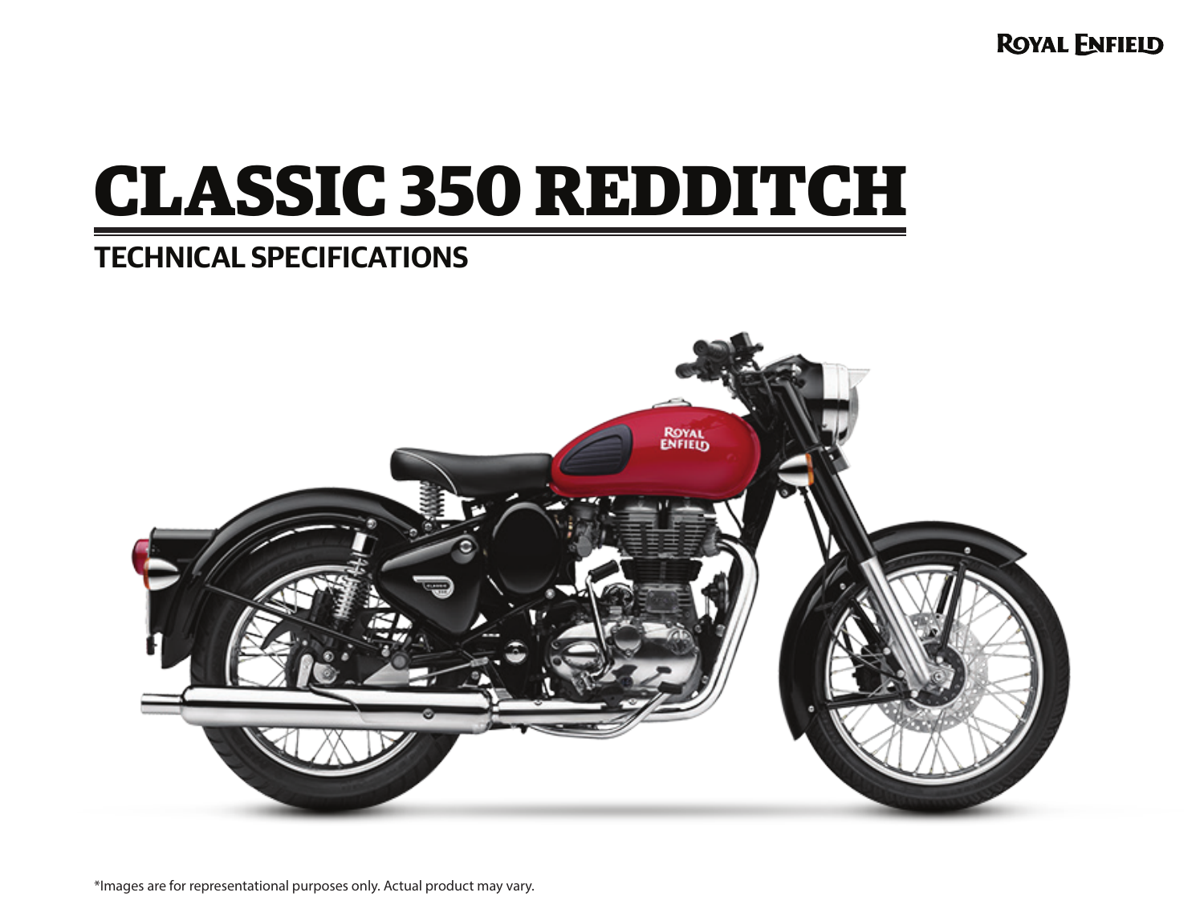# CLASSIC 350 REDDITCH

## TECHNICAL SPECIFICATIONS

*Images are for representational purposes only. Actual product may vary.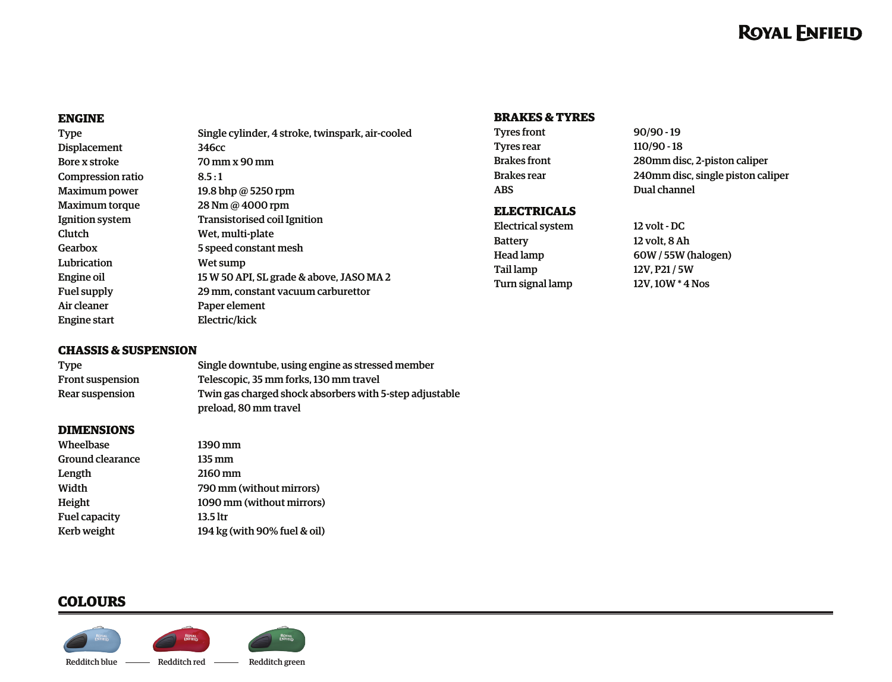ROYAL ENFIELD

## ENGINE

| | |
|---|---|
| Type | Single cylinder, 4 stroke, twinspark, air-cooled |
| Displacement | 346cc |
| Bore x stroke | 70 mm x 90 mm |
| Compression ratio | 8.5 : 1 |
| Maximum power | 19.8 bhp @ 5250 rpm |
| Maximum torque | 28 Nm @ 4000 rpm |
| Ignition system | Transistorised coil Ignition |
| Clutch | Wet, multi-plate |
| Gearbox | 5 speed constant mesh |
| Lubrication | Wet sump |
| Engine oil | 15 W 50 API, SL grade & above, JASO MA 2 |
| Fuel supply | 29 mm, constant vacuum carburettor |
| Air cleaner | Paper element |
| Engine start | Electric/kick |

## CHASSIS & SUSPENSION

| | |
|---|---|
| Type | Single downtube, using engine as stressed member |
| Front suspension | Telescopic, 35 mm forks, 130 mm travel |
| Rear suspension | Twin gas charged shock absorbers with 5-step adjustable preload, 80 mm travel |

## DIMENSIONS

| | |
|---|---|
| Wheelbase | 1390 mm |
| Ground clearance | 135 mm |
| Length | 2160 mm |
| Width | 790 mm (without mirrors) |
| Height | 1090 mm (without mirrors) |
| Fuel capacity | 13.5 ltr |
| Kerb weight | 194 kg (with 90% fuel & oil) |

## BRAKES & TYRES

| | |
|---|---|
| Tyres front | 90/90 - 19 |
| Tyres rear | 110/90 - 18 |
| Brakes front | 280mm disc, 2-piston caliper |
| Brakes rear | 240mm disc, single piston caliper |
| ABS | Dual channel |

## ELECTRICALS

| | |
|---|---|
| Electrical system | 12 volt - DC |
| Battery | 12 volt, 8 Ah |
| Head lamp | 60W / 55W (halogen) |
| Tail lamp | 12V, P21 / 5W |
| Turn signal lamp | 12V, 10W * 4 Nos |

## COLOURS

Redditch blue — Redditch red — Redditch green